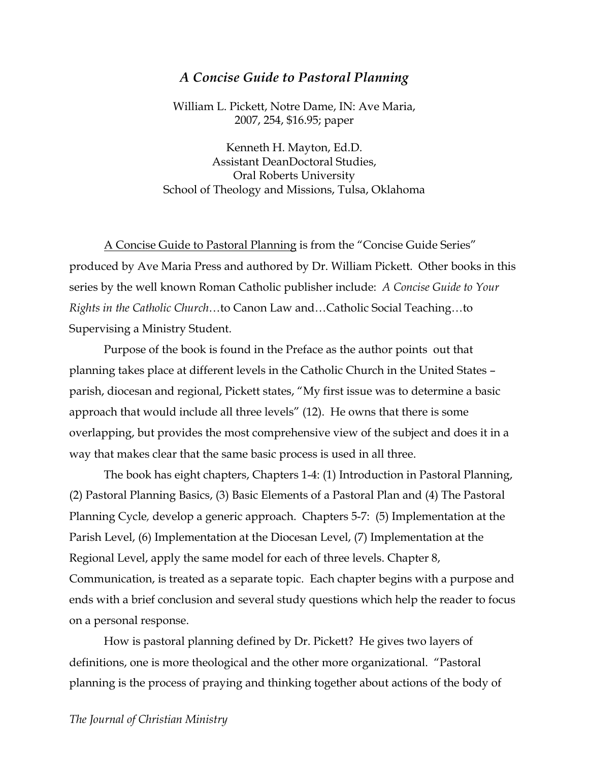## *A Concise Guide to Pastoral Planning*

William L. Pickett, Notre Dame, IN: Ave Maria, 2007, 254, $16.95; paper

Kenneth H. Mayton, Ed.D.
Assistant DeanDoctoral Studies,
Oral Roberts University
School of Theology and Missions, Tulsa, Oklahoma

A Concise Guide to Pastoral Planning is from the "Concise Guide Series" produced by Ave Maria Press and authored by Dr. William Pickett. Other books in this series by the well known Roman Catholic publisher include: *A Concise Guide to Your Rights in the Catholic Church*…to Canon Law and…Catholic Social Teaching…to Supervising a Ministry Student.

Purpose of the book is found in the Preface as the author points out that planning takes place at different levels in the Catholic Church in the United States – parish, diocesan and regional, Pickett states, "My first issue was to determine a basic approach that would include all three levels" (12). He owns that there is some overlapping, but provides the most comprehensive view of the subject and does it in a way that makes clear that the same basic process is used in all three.

The book has eight chapters, Chapters 1-4: (1) Introduction in Pastoral Planning, (2) Pastoral Planning Basics, (3) Basic Elements of a Pastoral Plan and (4) The Pastoral Planning Cycle, develop a generic approach. Chapters 5-7: (5) Implementation at the Parish Level, (6) Implementation at the Diocesan Level, (7) Implementation at the Regional Level, apply the same model for each of three levels. Chapter 8, Communication, is treated as a separate topic. Each chapter begins with a purpose and ends with a brief conclusion and several study questions which help the reader to focus on a personal response.

How is pastoral planning defined by Dr. Pickett? He gives two layers of definitions, one is more theological and the other more organizational. "Pastoral planning is the process of praying and thinking together about actions of the body of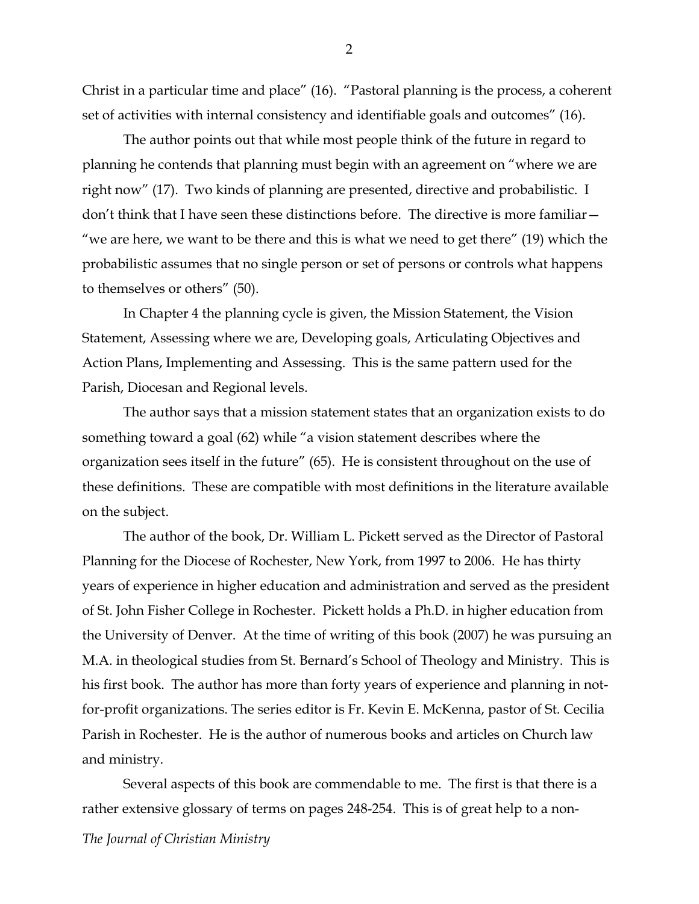Christ in a particular time and place" (16). "Pastoral planning is the process, a coherent set of activities with internal consistency and identifiable goals and outcomes" (16).

The author points out that while most people think of the future in regard to planning he contends that planning must begin with an agreement on "where we are right now" (17). Two kinds of planning are presented, directive and probabilistic. I don't think that I have seen these distinctions before. The directive is more familiar— "we are here, we want to be there and this is what we need to get there" (19) which the probabilistic assumes that no single person or set of persons or controls what happens to themselves or others" (50).

In Chapter 4 the planning cycle is given, the Mission Statement, the Vision Statement, Assessing where we are, Developing goals, Articulating Objectives and Action Plans, Implementing and Assessing. This is the same pattern used for the Parish, Diocesan and Regional levels.

The author says that a mission statement states that an organization exists to do something toward a goal (62) while "a vision statement describes where the organization sees itself in the future" (65). He is consistent throughout on the use of these definitions. These are compatible with most definitions in the literature available on the subject.

The author of the book, Dr. William L. Pickett served as the Director of Pastoral Planning for the Diocese of Rochester, New York, from 1997 to 2006. He has thirty years of experience in higher education and administration and served as the president of St. John Fisher College in Rochester. Pickett holds a Ph.D. in higher education from the University of Denver. At the time of writing of this book (2007) he was pursuing an M.A. in theological studies from St. Bernard's School of Theology and Ministry. This is his first book. The author has more than forty years of experience and planning in not-for-profit organizations. The series editor is Fr. Kevin E. McKenna, pastor of St. Cecilia Parish in Rochester. He is the author of numerous books and articles on Church law and ministry.

Several aspects of this book are commendable to me. The first is that there is a rather extensive glossary of terms on pages 248-254. This is of great help to a non-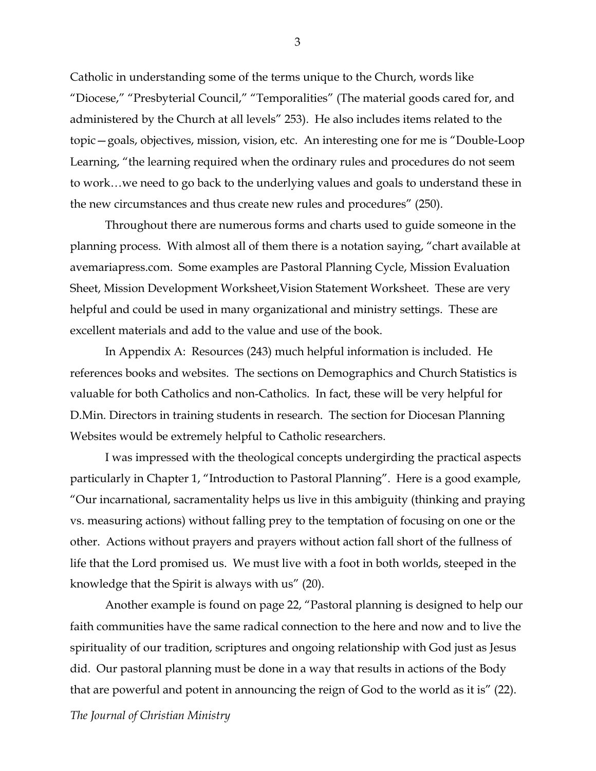Catholic in understanding some of the terms unique to the Church, words like "Diocese," "Presbyterial Council," "Temporalities" (The material goods cared for, and administered by the Church at all levels" 253). He also includes items related to the topic—goals, objectives, mission, vision, etc. An interesting one for me is "Double-Loop Learning, "the learning required when the ordinary rules and procedures do not seem to work…we need to go back to the underlying values and goals to understand these in the new circumstances and thus create new rules and procedures" (250).

Throughout there are numerous forms and charts used to guide someone in the planning process. With almost all of them there is a notation saying, "chart available at avemariapress.com. Some examples are Pastoral Planning Cycle, Mission Evaluation Sheet, Mission Development Worksheet,Vision Statement Worksheet. These are very helpful and could be used in many organizational and ministry settings. These are excellent materials and add to the value and use of the book.

In Appendix A: Resources (243) much helpful information is included. He references books and websites. The sections on Demographics and Church Statistics is valuable for both Catholics and non-Catholics. In fact, these will be very helpful for D.Min. Directors in training students in research. The section for Diocesan Planning Websites would be extremely helpful to Catholic researchers.

I was impressed with the theological concepts undergirding the practical aspects particularly in Chapter 1, "Introduction to Pastoral Planning". Here is a good example, "Our incarnational, sacramentality helps us live in this ambiguity (thinking and praying vs. measuring actions) without falling prey to the temptation of focusing on one or the other. Actions without prayers and prayers without action fall short of the fullness of life that the Lord promised us. We must live with a foot in both worlds, steeped in the knowledge that the Spirit is always with us" (20).

Another example is found on page 22, "Pastoral planning is designed to help our faith communities have the same radical connection to the here and now and to live the spirituality of our tradition, scriptures and ongoing relationship with God just as Jesus did. Our pastoral planning must be done in a way that results in actions of the Body that are powerful and potent in announcing the reign of God to the world as it is" (22).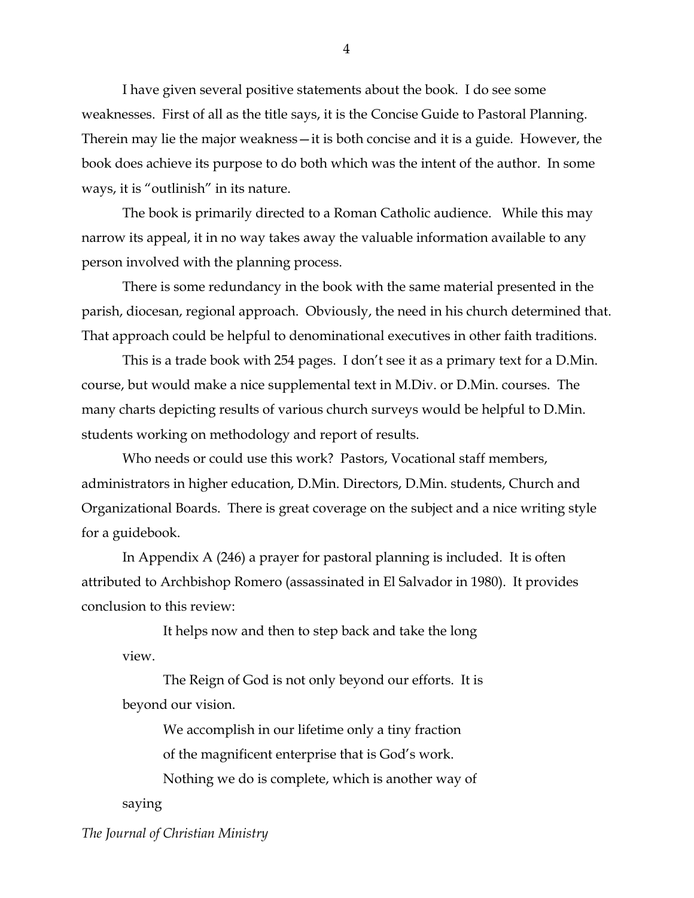I have given several positive statements about the book. I do see some weaknesses. First of all as the title says, it is the Concise Guide to Pastoral Planning. Therein may lie the major weakness—it is both concise and it is a guide. However, the book does achieve its purpose to do both which was the intent of the author. In some ways, it is "outlinish" in its nature.

The book is primarily directed to a Roman Catholic audience. While this may narrow its appeal, it in no way takes away the valuable information available to any person involved with the planning process.

There is some redundancy in the book with the same material presented in the parish, diocesan, regional approach. Obviously, the need in his church determined that. That approach could be helpful to denominational executives in other faith traditions.

This is a trade book with 254 pages. I don't see it as a primary text for a D.Min. course, but would make a nice supplemental text in M.Div. or D.Min. courses. The many charts depicting results of various church surveys would be helpful to D.Min. students working on methodology and report of results.

Who needs or could use this work? Pastors, Vocational staff members, administrators in higher education, D.Min. Directors, D.Min. students, Church and Organizational Boards. There is great coverage on the subject and a nice writing style for a guidebook.

In Appendix A (246) a prayer for pastoral planning is included. It is often attributed to Archbishop Romero (assassinated in El Salvador in 1980). It provides conclusion to this review:

> It helps now and then to step back and take the long view.
>
> The Reign of God is not only beyond our efforts. It is beyond our vision.
>
> We accomplish in our lifetime only a tiny fraction
> of the magnificent enterprise that is God's work.
>
> Nothing we do is complete, which is another way of saying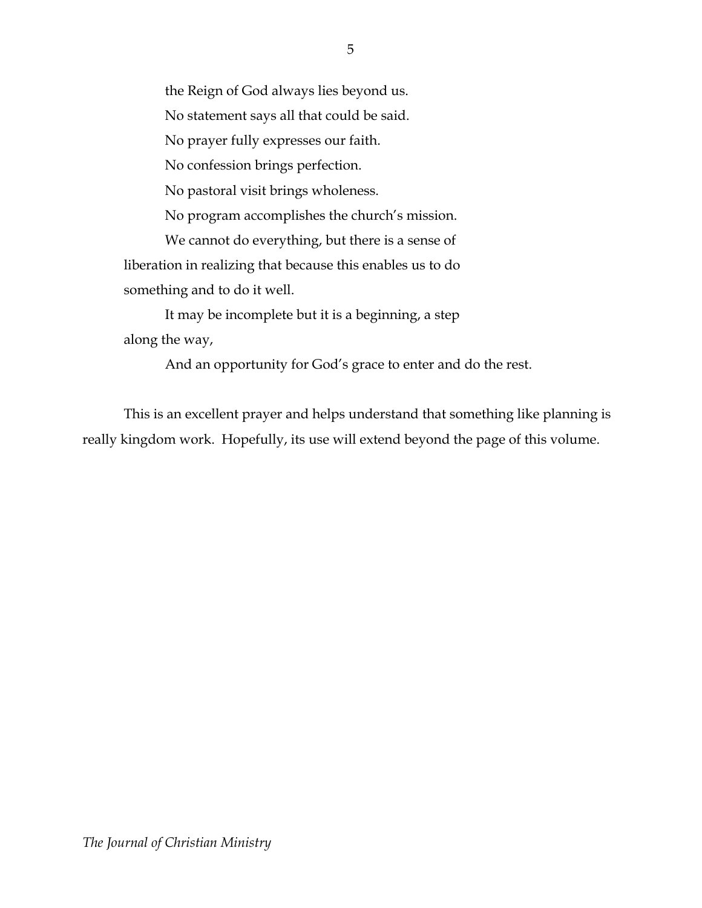the Reign of God always lies beyond us.

No statement says all that could be said.

No prayer fully expresses our faith.

No confession brings perfection.

No pastoral visit brings wholeness.

No program accomplishes the church's mission.

We cannot do everything, but there is a sense of liberation in realizing that because this enables us to do something and to do it well.

It may be incomplete but it is a beginning, a step along the way,

And an opportunity for God's grace to enter and do the rest.

This is an excellent prayer and helps understand that something like planning is really kingdom work. Hopefully, its use will extend beyond the page of this volume.